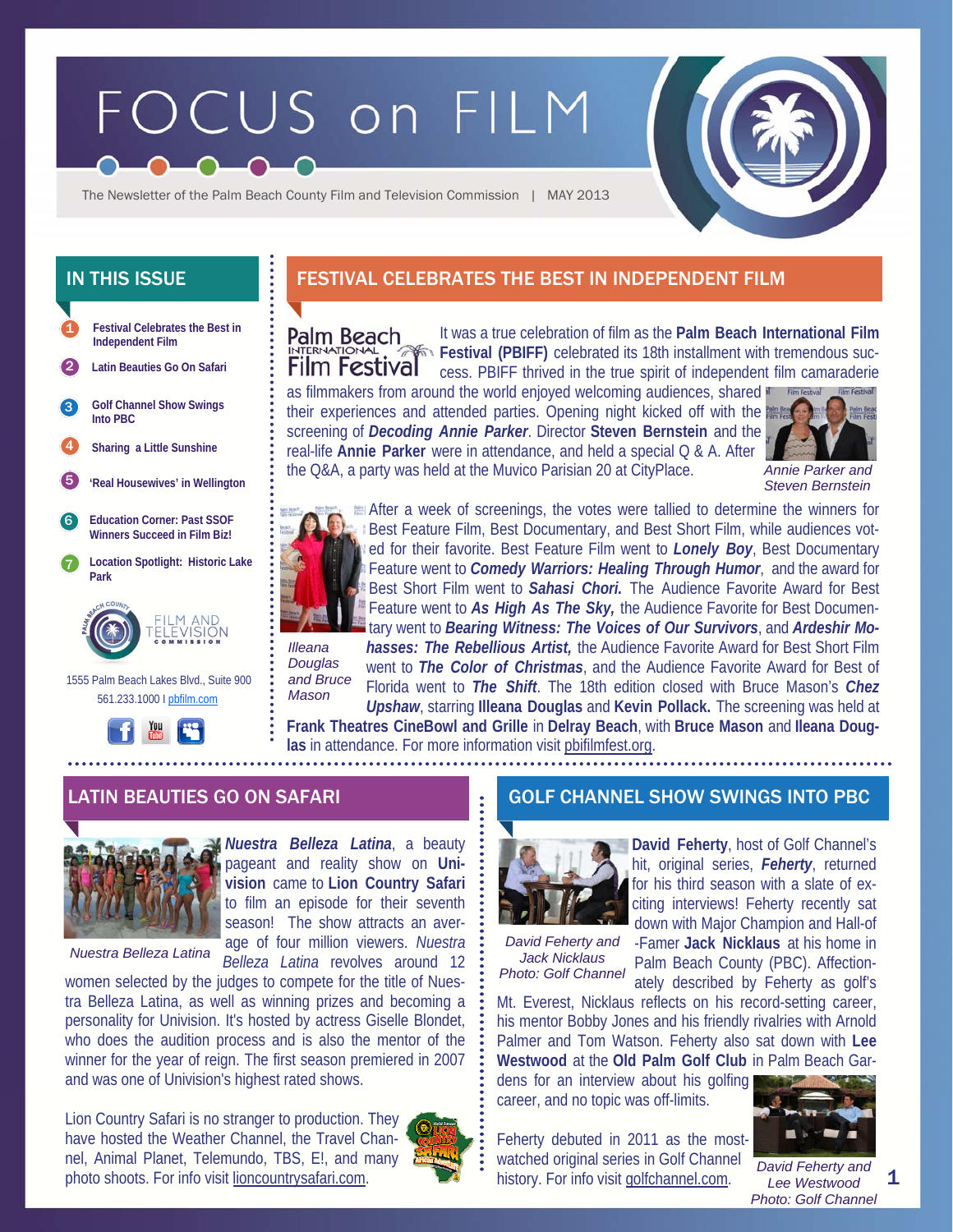# FOCUS on FILM

The Newsletter of the Palm Beach County Film and Television Commission | MAY 2013

## IN THIS ISSUE

1. Festival Celebrates the Best in Independent Film
2. Latin Beauties Go On Safari
3. Golf Channel Show Swings Into PBC
4. Sharing a Little Sunshine
5. 'Real Housewives' in Wellington
6. Education Corner: Past SSOF Winners Succeed in Film Biz!
7. Location Spotlight: Historic Lake Park

FILM AND TELEVISION COMMISSION

1555 Palm Beach Lakes Blvd., Suite 900
561.233.1000 I pbfilm.com

## FESTIVAL CELEBRATES THE BEST IN INDEPENDENT FILM

Palm Beach International Film Festival

It was a true celebration of film as the **Palm Beach International Film Festival (PBIFF)** celebrated its 18th installment with tremendous success. PBIFF thrived in the true spirit of independent film camaraderie as filmmakers from around the world enjoyed welcoming audiences, shared their experiences and attended parties. Opening night kicked off with the screening of ***Decoding Annie Parker***. Director **Steven Bernstein** and the real-life **Annie Parker** were in attendance, and held a special Q & A. After the Q&A, a party was held at the Muvico Parisian 20 at CityPlace.

*Annie Parker and Steven Bernstein*

After a week of screenings, the votes were tallied to determine the winners for Best Feature Film, Best Documentary, and Best Short Film, while audiences voted for their favorite. Best Feature Film went to ***Lonely Boy***, Best Documentary Feature went to ***Comedy Warriors: Healing Through Humor***, and the award for Best Short Film went to ***Sahasi Chori.*** The Audience Favorite Award for Best Feature went to ***As High As The Sky,*** the Audience Favorite for Best Documentary went to ***Bearing Witness: The Voices of Our Survivors***, and ***Ardeshir Mohasses: The Rebellious Artist,*** the Audience Favorite Award for Best Short Film went to ***The Color of Christmas***, and the Audience Favorite Award for Best of Florida went to ***The Shift***. The 18th edition closed with Bruce Mason's ***Chez Upshaw***, starring **Illeana Douglas** and **Kevin Pollack.** The screening was held at **Frank Theatres CineBowl and Grille** in **Delray Beach**, with **Bruce Mason** and **Ileana Douglas** in attendance. For more information visit pbifilmfest.org.

*Illeana Douglas and Bruce Mason*

## LATIN BEAUTIES GO ON SAFARI

***Nuestra Belleza Latina***, a beauty pageant and reality show on **Univision** came to **Lion Country Safari** to film an episode for their seventh season! The show attracts an average of four million viewers. *Nuestra Belleza Latina* revolves around 12 women selected by the judges to compete for the title of Nuestra Belleza Latina, as well as winning prizes and becoming a personality for Univision. It's hosted by actress Giselle Blondet, who does the audition process and is also the mentor of the winner for the year of reign. The first season premiered in 2007 and was one of Univision's highest rated shows.

*Nuestra Belleza Latina*

Lion Country Safari is no stranger to production. They have hosted the Weather Channel, the Travel Channel, Animal Planet, Telemundo, TBS, E!, and many photo shoots. For info visit lioncountrysafari.com.

## GOLF CHANNEL SHOW SWINGS INTO PBC

**David Feherty**, host of Golf Channel's hit, original series, ***Feherty***, returned for his third season with a slate of exciting interviews! Feherty recently sat down with Major Champion and Hall-of-Famer **Jack Nicklaus** at his home in Palm Beach County (PBC). Affectionately described by Feherty as golf's Mt. Everest, Nicklaus reflects on his record-setting career, his mentor Bobby Jones and his friendly rivalries with Arnold Palmer and Tom Watson. Feherty also sat down with **Lee Westwood** at the **Old Palm Golf Club** in Palm Beach Gardens for an interview about his golfing career, and no topic was off-limits.

*David Feherty and Jack Nicklaus Photo: Golf Channel*

Feherty debuted in 2011 as the most-watched original series in Golf Channel history. For info visit golfchannel.com.

*David Feherty and Lee Westwood Photo: Golf Channel*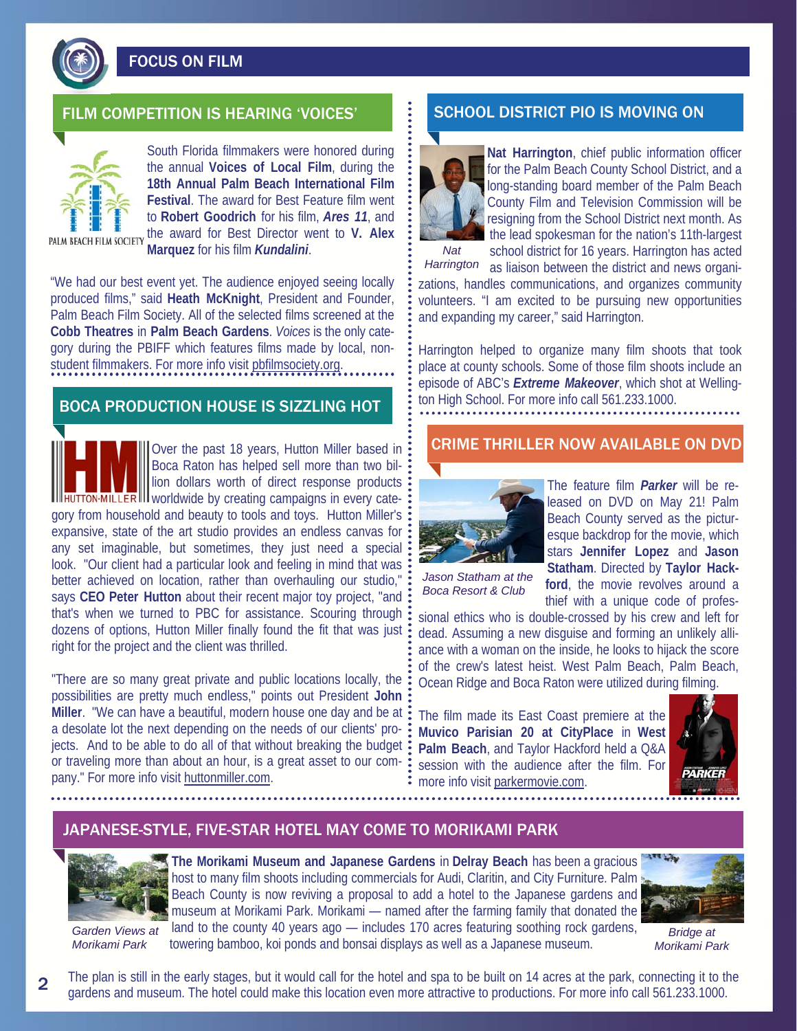# FOCUS ON FILM

## FILM COMPETITION IS HEARING 'VOICES'

PALM BEACH FILM SOCIETY

South Florida filmmakers were honored during the annual **Voices of Local Film**, during the **18th Annual Palm Beach International Film Festival**. The award for Best Feature film went to **Robert Goodrich** for his film, ***Ares 11***, and the award for Best Director went to **V. Alex Marquez** for his film ***Kundalini***.

"We had our best event yet. The audience enjoyed seeing locally produced films," said **Heath McKnight**, President and Founder, Palm Beach Film Society. All of the selected films screened at the **Cobb Theatres** in **Palm Beach Gardens**. *Voices* is the only category during the PBIFF which features films made by local, non-student filmmakers. For more info visit pbfilmsociety.org.

## BOCA PRODUCTION HOUSE IS SIZZLING HOT

HUTTON·MILLER

Over the past 18 years, Hutton Miller based in Boca Raton has helped sell more than two billion dollars worth of direct response products worldwide by creating campaigns in every category from household and beauty to tools and toys. Hutton Miller's expansive, state of the art studio provides an endless canvas for any set imaginable, but sometimes, they just need a special look. "Our client had a particular look and feeling in mind that was better achieved on location, rather than overhauling our studio," says **CEO Peter Hutton** about their recent major toy project, "and that's when we turned to PBC for assistance. Scouring through dozens of options, Hutton Miller finally found the fit that was just right for the project and the client was thrilled.

"There are so many great private and public locations locally, the possibilities are pretty much endless," points out President **John Miller**. "We can have a beautiful, modern house one day and be at a desolate lot the next depending on the needs of our clients' projects. And to be able to do all of that without breaking the budget or traveling more than about an hour, is a great asset to our company." For more info visit huttonmiller.com.

## SCHOOL DISTRICT PIO IS MOVING ON

*Nat Harrington*

**Nat Harrington**, chief public information officer for the Palm Beach County School District, and a long-standing board member of the Palm Beach County Film and Television Commission will be resigning from the School District next month. As the lead spokesman for the nation's 11th-largest school district for 16 years. Harrington has acted as liaison between the district and news organizations, handles communications, and organizes community volunteers. "I am excited to be pursuing new opportunities and expanding my career," said Harrington.

Harrington helped to organize many film shoots that took place at county schools. Some of those film shoots include an episode of ABC's ***Extreme Makeover***, which shot at Wellington High School. For more info call 561.233.1000.

## CRIME THRILLER NOW AVAILABLE ON DVD

*Jason Statham at the Boca Resort & Club*

The feature film ***Parker*** will be released on DVD on May 21! Palm Beach County served as the picturesque backdrop for the movie, which stars **Jennifer Lopez** and **Jason Statham**. Directed by **Taylor Hackford**, the movie revolves around a thief with a unique code of professional ethics who is double-crossed by his crew and left for dead. Assuming a new disguise and forming an unlikely alliance with a woman on the inside, he looks to hijack the score of the crew's latest heist. West Palm Beach, Palm Beach, Ocean Ridge and Boca Raton were utilized during filming.

The film made its East Coast premiere at the **Muvico Parisian 20 at CityPlace** in **West Palm Beach**, and Taylor Hackford held a Q&A session with the audience after the film. For more info visit parkermovie.com.

## JAPANESE-STYLE, FIVE-STAR HOTEL MAY COME TO MORIKAMI PARK

*Garden Views at Morikami Park*

**The Morikami Museum and Japanese Gardens** in **Delray Beach** has been a gracious host to many film shoots including commercials for Audi, Claritin, and City Furniture. Palm Beach County is now reviving a proposal to add a hotel to the Japanese gardens and museum at Morikami Park. Morikami — named after the farming family that donated the land to the county 40 years ago — includes 170 acres featuring soothing rock gardens, towering bamboo, koi ponds and bonsai displays as well as a Japanese museum.

*Bridge at Morikami Park*

The plan is still in the early stages, but it would call for the hotel and spa to be built on 14 acres at the park, connecting it to the gardens and museum. The hotel could make this location even more attractive to productions. For more info call 561.233.1000.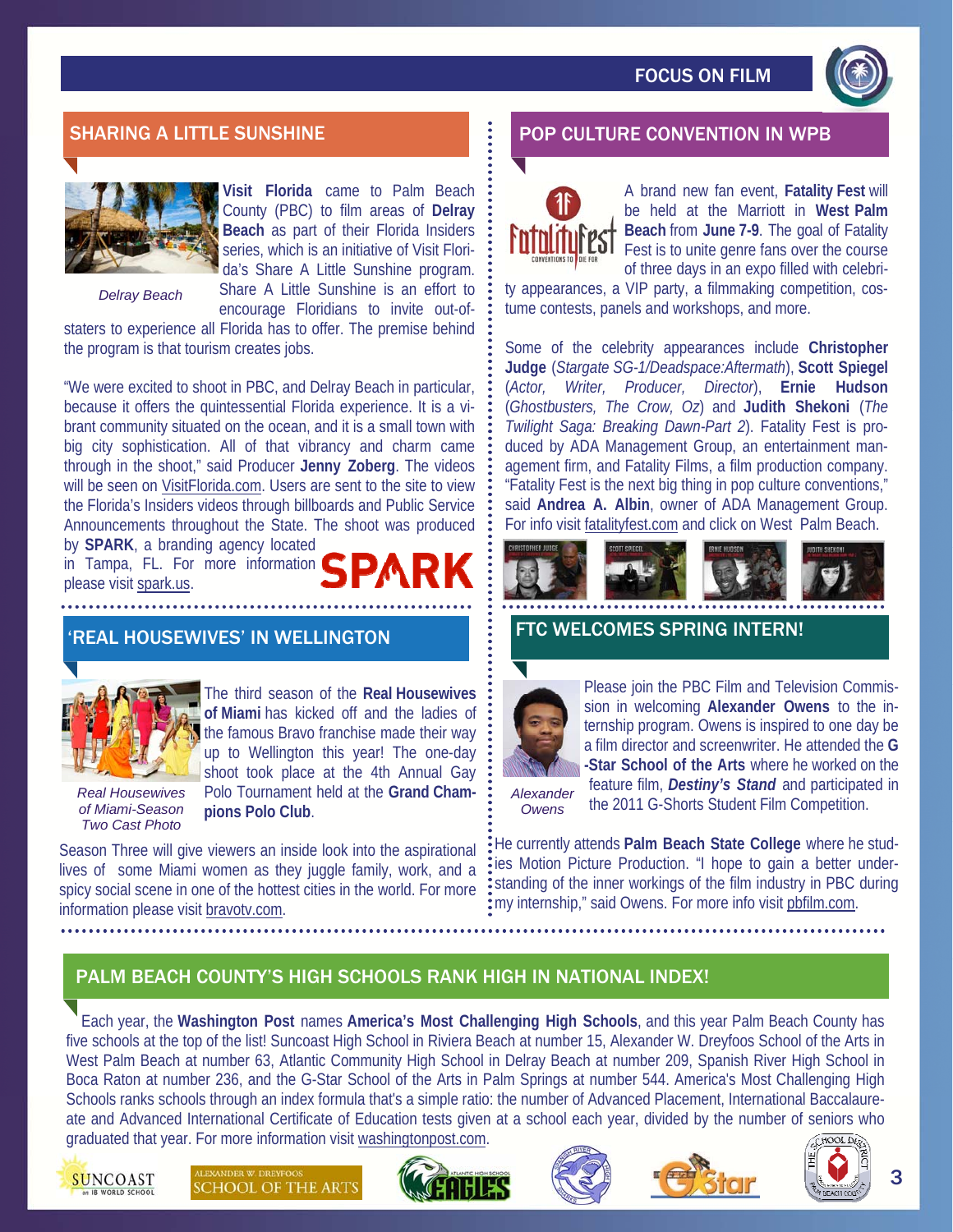## SHARING A LITTLE SUNSHINE

**Visit Florida** came to Palm Beach County (PBC) to film areas of **Delray Beach** as part of their Florida Insiders series, which is an initiative of Visit Florida's Share A Little Sunshine program. Share A Little Sunshine is an effort to encourage Floridians to invite out-of-staters to experience all Florida has to offer. The premise behind the program is that tourism creates jobs.

*Delray Beach*

"We were excited to shoot in PBC, and Delray Beach in particular, because it offers the quintessential Florida experience. It is a vibrant community situated on the ocean, and it is a small town with big city sophistication. All of that vibrancy and charm came through in the shoot," said Producer **Jenny Zoberg**. The videos will be seen on VisitFlorida.com. Users are sent to the site to view the Florida's Insiders videos through billboards and Public Service Announcements throughout the State. The shoot was produced by **SPARK**, a branding agency located in Tampa, FL. For more information please visit spark.us.

## 'REAL HOUSEWIVES' IN WELLINGTON

The third season of the **Real Housewives of Miami** has kicked off and the ladies of the famous Bravo franchise made their way up to Wellington this year! The one-day shoot took place at the 4th Annual Gay Polo Tournament held at the **Grand Champions Polo Club**.

*Real Housewives of Miami-Season Two Cast Photo*

Season Three will give viewers an inside look into the aspirational lives of some Miami women as they juggle family, work, and a spicy social scene in one of the hottest cities in the world. For more information please visit bravotv.com.

## POP CULTURE CONVENTION IN WPB

A brand new fan event, **Fatality Fest** will be held at the Marriott in **West Palm Beach** from **June 7-9**. The goal of Fatality Fest is to unite genre fans over the course of three days in an expo filled with celebrity appearances, a VIP party, a filmmaking competition, costume contests, panels and workshops, and more.

Some of the celebrity appearances include **Christopher Judge** (*Stargate SG-1/Deadspace:Aftermath*), **Scott Spiegel** (*Actor, Writer, Producer, Director*), **Ernie Hudson** (*Ghostbusters, The Crow, Oz*) and **Judith Shekoni** (*The Twilight Saga: Breaking Dawn-Part 2*). Fatality Fest is produced by ADA Management Group, an entertainment management firm, and Fatality Films, a film production company. "Fatality Fest is the next big thing in pop culture conventions," said **Andrea A. Albin**, owner of ADA Management Group. For info visit fatalityfest.com and click on West Palm Beach.

## FTC WELCOMES SPRING INTERN!

Please join the PBC Film and Television Commission in welcoming **Alexander Owens** to the internship program. Owens is inspired to one day be a film director and screenwriter. He attended the **G-Star School of the Arts** where he worked on the feature film, ***Destiny's Stand*** and participated in the 2011 G-Shorts Student Film Competition.

*Alexander Owens*

He currently attends **Palm Beach State College** where he studies Motion Picture Production. "I hope to gain a better understanding of the inner workings of the film industry in PBC during my internship," said Owens. For more info visit pbfilm.com.

## PALM BEACH COUNTY'S HIGH SCHOOLS RANK HIGH IN NATIONAL INDEX!

Each year, the **Washington Post** names **America's Most Challenging High Schools**, and this year Palm Beach County has five schools at the top of the list! Suncoast High School in Riviera Beach at number 15, Alexander W. Dreyfoos School of the Arts in West Palm Beach at number 63, Atlantic Community High School in Delray Beach at number 209, Spanish River High School in Boca Raton at number 236, and the G-Star School of the Arts in Palm Springs at number 544. America's Most Challenging High Schools ranks schools through an index formula that's a simple ratio: the number of Advanced Placement, International Baccalaureate and Advanced International Certificate of Education tests given at a school each year, divided by the number of seniors who graduated that year. For more information visit washingtonpost.com.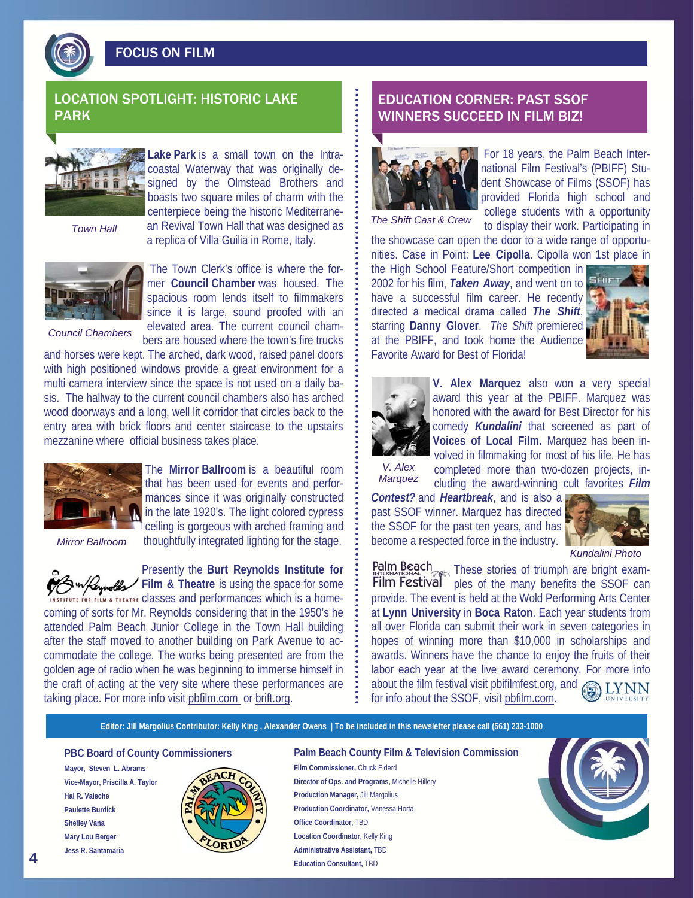## FOCUS ON FILM

### LOCATION SPOTLIGHT: HISTORIC LAKE PARK

**Lake Park** is a small town on the Intracoastal Waterway that was originally designed by the Olmstead Brothers and boasts two square miles of charm with the centerpiece being the historic Mediterranean Revival Town Hall that was designed as a replica of Villa Guilia in Rome, Italy.

*Town Hall*

The Town Clerk's office is where the former **Council Chamber** was housed. The spacious room lends itself to filmmakers since it is large, sound proofed with an elevated area. The current council chambers are housed where the town's fire trucks and horses were kept. The arched, dark wood, raised panel doors with high positioned windows provide a great environment for a multi camera interview since the space is not used on a daily basis. The hallway to the current council chambers also has arched wood doorways and a long, well lit corridor that circles back to the entry area with brick floors and center staircase to the upstairs mezzanine where official business takes place.

*Council Chambers*

The **Mirror Ballroom** is a beautiful room that has been used for events and performances since it was originally constructed in the late 1920's. The light colored cypress ceiling is gorgeous with arched framing and thoughtfully integrated lighting for the stage.

*Mirror Ballroom*

Presently the **Burt Reynolds Institute for Film & Theatre** is using the space for some classes and performances which is a homecoming of sorts for Mr. Reynolds considering that in the 1950's he attended Palm Beach Junior College in the Town Hall building after the staff moved to another building on Park Avenue to accommodate the college. The works being presented are from the golden age of radio when he was beginning to immerse himself in the craft of acting at the very site where these performances are taking place. For more info visit pbfilm.com or brift.org.

### EDUCATION CORNER: PAST SSOF WINNERS SUCCEED IN FILM BIZ!

*The Shift Cast & Crew*

For 18 years, the Palm Beach International Film Festival's (PBIFF) Student Showcase of Films (SSOF) has provided Florida high school and college students with a opportunity to display their work. Participating in the showcase can open the door to a wide range of opportunities. Case in Point: **Lee Cipolla**. Cipolla won 1st place in the High School Feature/Short competition in 2002 for his film, ***Taken Away***, and went on to have a successful film career. He recently directed a medical drama called ***The Shift***, starring **Danny Glover**. *The Shift* premiered at the PBIFF, and took home the Audience Favorite Award for Best of Florida!

**V. Alex Marquez** also won a very special award this year at the PBIFF. Marquez was honored with the award for Best Director for his comedy ***Kundalini*** that screened as part of **Voices of Local Film.** Marquez has been involved in filmmaking for most of his life. He has completed more than two-dozen projects, including the award-winning cult favorites ***Film Contest?*** and ***Heartbreak***, and is also a past SSOF winner. Marquez has directed the SSOF for the past ten years, and has become a respected force in the industry.

*V. Alex Marquez*

*Kundalini Photo*

These stories of triumph are bright examples of the many benefits the SSOF can provide. The event is held at the Wold Performing Arts Center at **Lynn University** in **Boca Raton**. Each year students from all over Florida can submit their work in seven categories in hopes of winning more than $10,000 in scholarships and awards. Winners have the chance to enjoy the fruits of their labor each year at the live award ceremony. For more info about the film festival visit pbifilmfest.org, and for info about the SSOF, visit pbfilm.com.

---

**Editor: Jill Margolius Contributor: Kelly King , Alexander Owens | To be included in this newsletter please call (561) 233-1000**

#### PBC Board of County Commissioners

**Mayor, Steven L. Abrams**
**Vice-Mayor, Priscilla A. Taylor**
**Hal R. Valeche**
**Paulette Burdick**
**Shelley Vana**
**Mary Lou Berger**
**Jess R. Santamaria**

#### Palm Beach County Film & Television Commission

**Film Commissioner,** Chuck Elderd
**Director of Ops. and Programs,** Michelle Hillery
**Production Manager,** Jill Margolius
**Production Coordinator,** Vanessa Horta
**Office Coordinator,** TBD
**Location Coordinator,** Kelly King
**Administrative Assistant,** TBD
**Education Consultant,** TBD